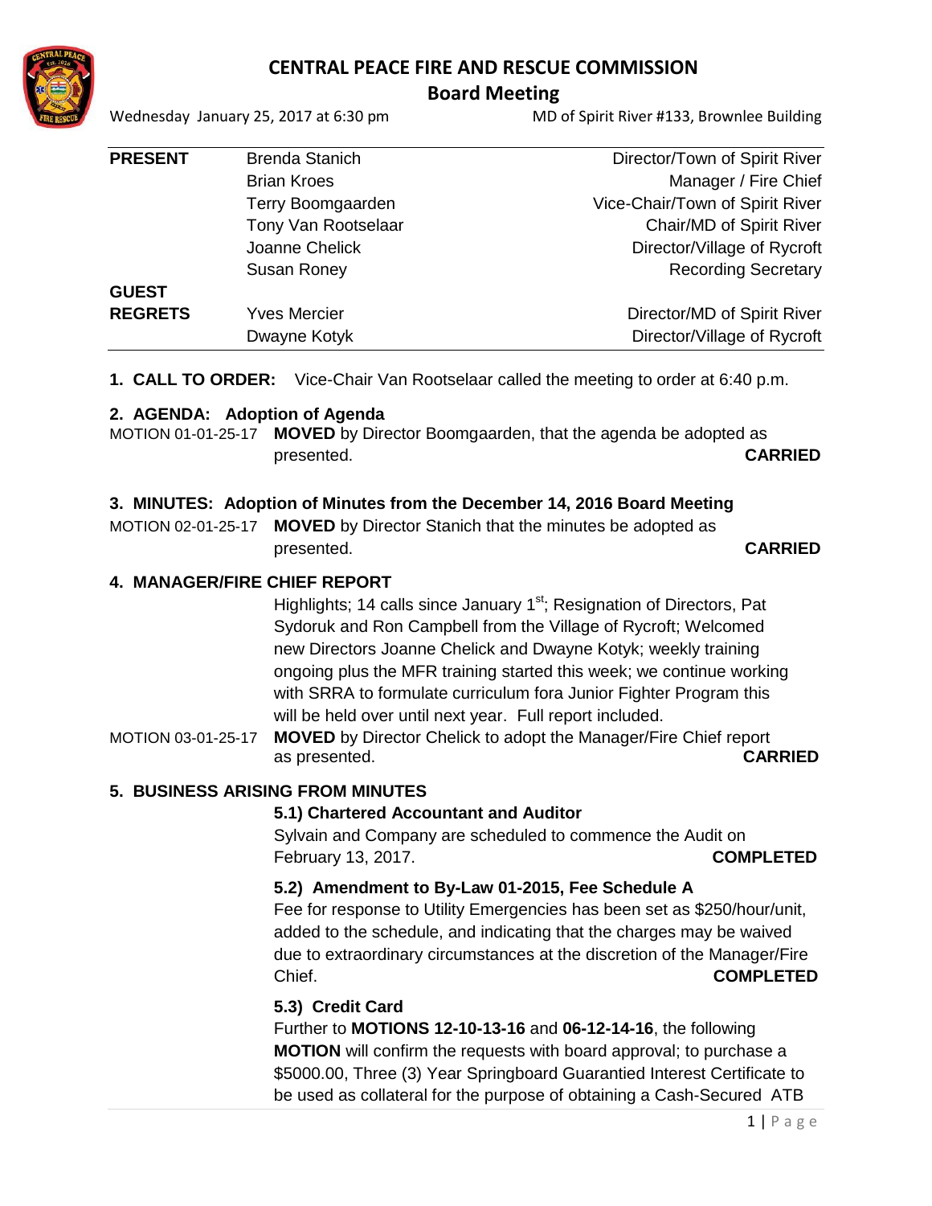# CENTRAL PEACE FIRE AND RESCUE COMMISSION

## Board Meeting

Wednesday January 25, 2017 at 6:30 pm — MD of Spirit River #133, Brownlee Building

| | | |
|---|---|---|
| **PRESENT** | Brenda Stanich | Director/Town of Spirit River |
| | Brian Kroes | Manager / Fire Chief |
| | Terry Boomgaarden | Vice-Chair/Town of Spirit River |
| | Tony Van Rootselaar | Chair/MD of Spirit River |
| | Joanne Chelick | Director/Village of Rycroft |
| | Susan Roney | Recording Secretary |
| **GUEST** | | |
| **REGRETS** | Yves Mercier | Director/MD of Spirit River |
| | Dwayne Kotyk | Director/Village of Rycroft |

**1. CALL TO ORDER:** Vice-Chair Van Rootselaar called the meeting to order at 6:40 p.m.

**2. AGENDA: Adoption of Agenda**

MOTION 01-01-25-17 **MOVED** by Director Boomgaarden, that the agenda be adopted as presented. **CARRIED**

**3. MINUTES: Adoption of Minutes from the December 14, 2016 Board Meeting**

MOTION 02-01-25-17 **MOVED** by Director Stanich that the minutes be adopted as presented. **CARRIED**

**4. MANAGER/FIRE CHIEF REPORT**

Highlights; 14 calls since January 1st; Resignation of Directors, Pat Sydoruk and Ron Campbell from the Village of Rycroft; Welcomed new Directors Joanne Chelick and Dwayne Kotyk; weekly training ongoing plus the MFR training started this week; we continue working with SRRA to formulate curriculum fora Junior Fighter Program this will be held over until next year. Full report included.

MOTION 03-01-25-17 **MOVED** by Director Chelick to adopt the Manager/Fire Chief report as presented. **CARRIED**

**5. BUSINESS ARISING FROM MINUTES**

**5.1) Chartered Accountant and Auditor**

Sylvain and Company are scheduled to commence the Audit on February 13, 2017. **COMPLETED**

**5.2) Amendment to By-Law 01-2015, Fee Schedule A**

Fee for response to Utility Emergencies has been set as $250/hour/unit, added to the schedule, and indicating that the charges may be waived due to extraordinary circumstances at the discretion of the Manager/Fire Chief. **COMPLETED**

**5.3) Credit Card**

Further to **MOTIONS 12-10-13-16** and **06-12-14-16**, the following **MOTION** will confirm the requests with board approval; to purchase a $5000.00, Three (3) Year Springboard Guarantied Interest Certificate to be used as collateral for the purpose of obtaining a Cash-Secured ATB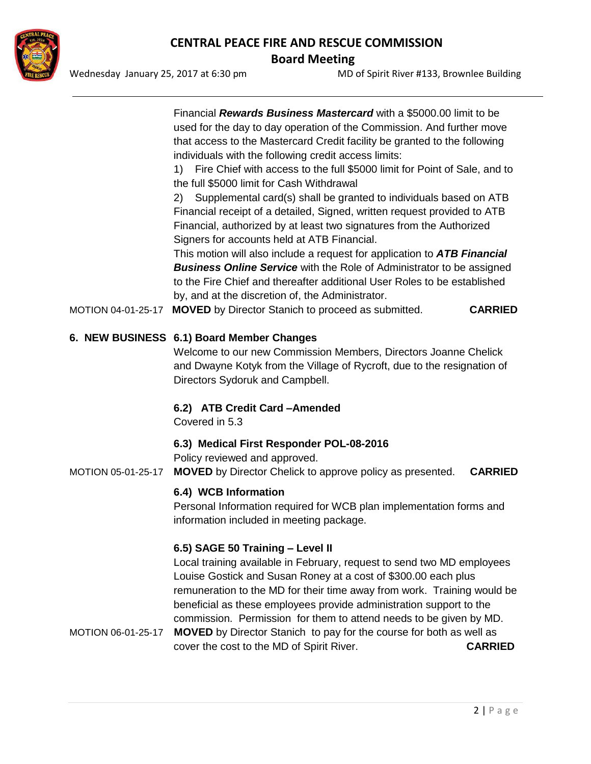Financial ***Rewards Business Mastercard*** with a $5000.00 limit to be used for the day to day operation of the Commission. And further move that access to the Mastercard Credit facility be granted to the following individuals with the following credit access limits:

1) Fire Chief with access to the full $5000 limit for Point of Sale, and to the full $5000 limit for Cash Withdrawal
2) Supplemental card(s) shall be granted to individuals based on ATB Financial receipt of a detailed, Signed, written request provided to ATB Financial, authorized by at least two signatures from the Authorized Signers for accounts held at ATB Financial.

This motion will also include a request for application to ***ATB Financial Business Online Service*** with the Role of Administrator to be assigned to the Fire Chief and thereafter additional User Roles to be established by, and at the discretion of, the Administrator.

MOTION 04-01-25-17 **MOVED** by Director Stanich to proceed as submitted. **CARRIED**

## 6. NEW BUSINESS

### 6.1) Board Member Changes

Welcome to our new Commission Members, Directors Joanne Chelick and Dwayne Kotyk from the Village of Rycroft, due to the resignation of Directors Sydoruk and Campbell.

### 6.2) ATB Credit Card –Amended

Covered in 5.3

### 6.3) Medical First Responder POL-08-2016

Policy reviewed and approved.

MOTION 05-01-25-17 **MOVED** by Director Chelick to approve policy as presented. **CARRIED**

### 6.4) WCB Information

Personal Information required for WCB plan implementation forms and information included in meeting package.

### 6.5) SAGE 50 Training – Level II

Local training available in February, request to send two MD employees Louise Gostick and Susan Roney at a cost of $300.00 each plus remuneration to the MD for their time away from work. Training would be beneficial as these employees provide administration support to the commission. Permission for them to attend needs to be given by MD.

MOTION 06-01-25-17 **MOVED** by Director Stanich to pay for the course for both as well as cover the cost to the MD of Spirit River. **CARRIED**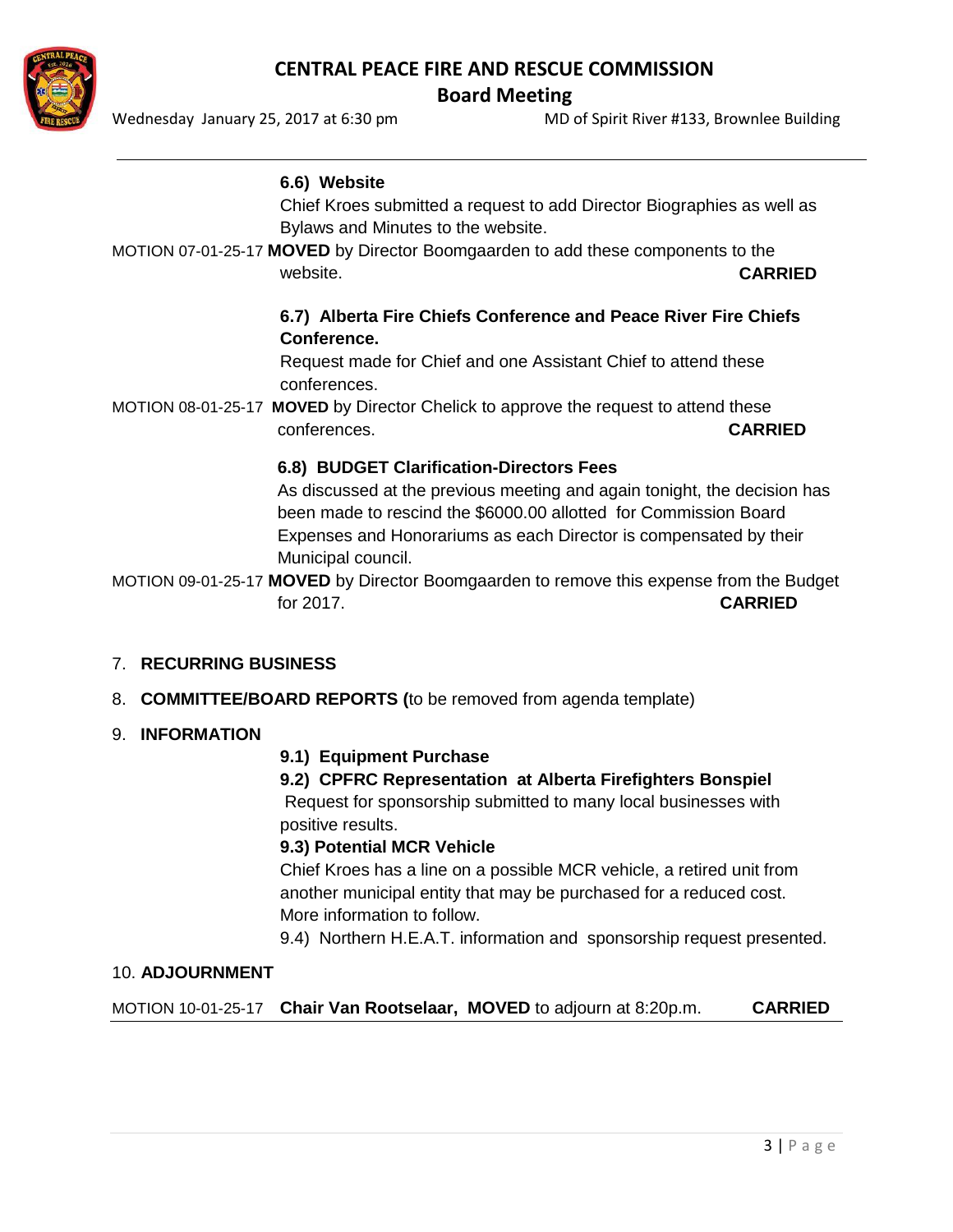**6.6) Website**

Chief Kroes submitted a request to add Director Biographies as well as Bylaws and Minutes to the website.

MOTION 07-01-25-17 **MOVED** by Director Boomgaarden to add these components to the website. **CARRIED**

**6.7) Alberta Fire Chiefs Conference and Peace River Fire Chiefs Conference.**

Request made for Chief and one Assistant Chief to attend these conferences.

MOTION 08-01-25-17 **MOVED** by Director Chelick to approve the request to attend these conferences. **CARRIED**

**6.8) BUDGET Clarification-Directors Fees**

As discussed at the previous meeting and again tonight, the decision has been made to rescind the $6000.00 allotted for Commission Board Expenses and Honorariums as each Director is compensated by their Municipal council.

MOTION 09-01-25-17 **MOVED** by Director Boomgaarden to remove this expense from the Budget for 2017. **CARRIED**

7. **RECURRING BUSINESS**

8. **COMMITTEE/BOARD REPORTS (**to be removed from agenda template)

9. **INFORMATION**

**9.1) Equipment Purchase**

**9.2) CPFRC Representation at Alberta Firefighters Bonspiel**

Request for sponsorship submitted to many local businesses with positive results.

**9.3) Potential MCR Vehicle**

Chief Kroes has a line on a possible MCR vehicle, a retired unit from another municipal entity that may be purchased for a reduced cost. More information to follow.

9.4) Northern H.E.A.T. information and sponsorship request presented.

10. **ADJOURNMENT**

MOTION 10-01-25-17 **Chair Van Rootselaar, MOVED** to adjourn at 8:20p.m. **CARRIED**